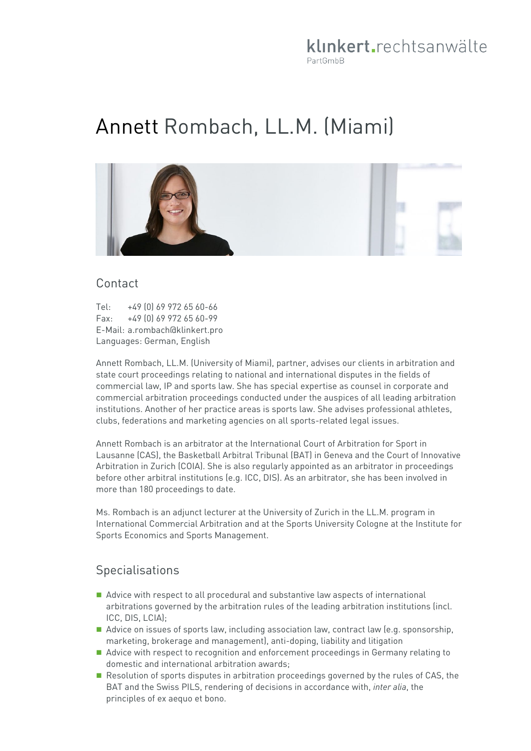klinkert.rechtsanwälte
PartGmbB

# Annett Rombach, LL.M. (Miami)

## Contact

Tel: +49 (0) 69 972 65 60-66
Fax: +49 (0) 69 972 65 60-99
E-Mail: a.rombach@klinkert.pro
Languages: German, English

Annett Rombach, LL.M. (University of Miami), partner, advises our clients in arbitration and state court proceedings relating to national and international disputes in the fields of commercial law, IP and sports law. She has special expertise as counsel in corporate and commercial arbitration proceedings conducted under the auspices of all leading arbitration institutions. Another of her practice areas is sports law. She advises professional athletes, clubs, federations and marketing agencies on all sports-related legal issues.

Annett Rombach is an arbitrator at the International Court of Arbitration for Sport in Lausanne (CAS), the Basketball Arbitral Tribunal (BAT) in Geneva and the Court of Innovative Arbitration in Zurich (COIA). She is also regularly appointed as an arbitrator in proceedings before other arbitral institutions (e.g. ICC, DIS). As an arbitrator, she has been involved in more than 180 proceedings to date.

Ms. Rombach is an adjunct lecturer at the University of Zurich in the LL.M. program in International Commercial Arbitration and at the Sports University Cologne at the Institute for Sports Economics and Sports Management.

## Specialisations

- Advice with respect to all procedural and substantive law aspects of international arbitrations governed by the arbitration rules of the leading arbitration institutions (incl. ICC, DIS, LCIA);
- Advice on issues of sports law, including association law, contract law (e.g. sponsorship, marketing, brokerage and management), anti-doping, liability and litigation
- Advice with respect to recognition and enforcement proceedings in Germany relating to domestic and international arbitration awards;
- Resolution of sports disputes in arbitration proceedings governed by the rules of CAS, the BAT and the Swiss PILS, rendering of decisions in accordance with, *inter alia*, the principles of ex aequo et bono.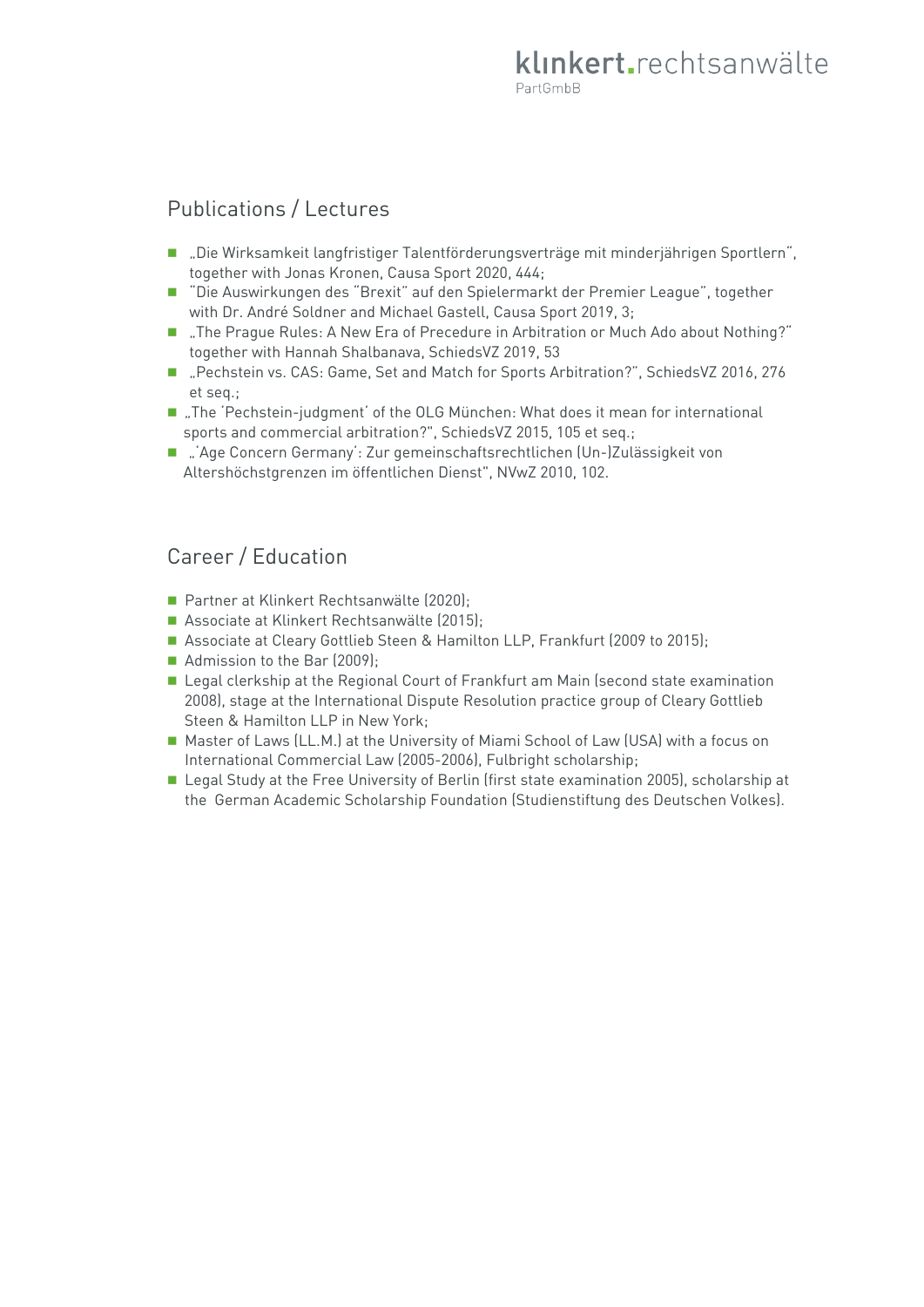## Publications / Lectures

- „Die Wirksamkeit langfristiger Talentförderungsverträge mit minderjährigen Sportlern", together with Jonas Kronen, Causa Sport 2020, 444;
- "Die Auswirkungen des "Brexit" auf den Spielermarkt der Premier League", together with Dr. André Soldner and Michael Gastell, Causa Sport 2019, 3;
- „The Prague Rules: A New Era of Precedure in Arbitration or Much Ado about Nothing?" together with Hannah Shalbanava, SchiedsVZ 2019, 53
- „Pechstein vs. CAS: Game, Set and Match for Sports Arbitration?", SchiedsVZ 2016, 276 et seq.;
- „The 'Pechstein-judgment' of the OLG München: What does it mean for international sports and commercial arbitration?", SchiedsVZ 2015, 105 et seq.;
- „'Age Concern Germany': Zur gemeinschaftsrechtlichen (Un-)Zulässigkeit von Altershöchstgrenzen im öffentlichen Dienst", NVwZ 2010, 102.

## Career / Education

- Partner at Klinkert Rechtsanwälte (2020);
- Associate at Klinkert Rechtsanwälte (2015);
- Associate at Cleary Gottlieb Steen & Hamilton LLP, Frankfurt (2009 to 2015);
- Admission to the Bar (2009);
- Legal clerkship at the Regional Court of Frankfurt am Main (second state examination 2008), stage at the International Dispute Resolution practice group of Cleary Gottlieb Steen & Hamilton LLP in New York;
- Master of Laws (LL.M.) at the University of Miami School of Law (USA) with a focus on International Commercial Law (2005-2006), Fulbright scholarship;
- Legal Study at the Free University of Berlin (first state examination 2005), scholarship at the German Academic Scholarship Foundation (Studienstiftung des Deutschen Volkes).